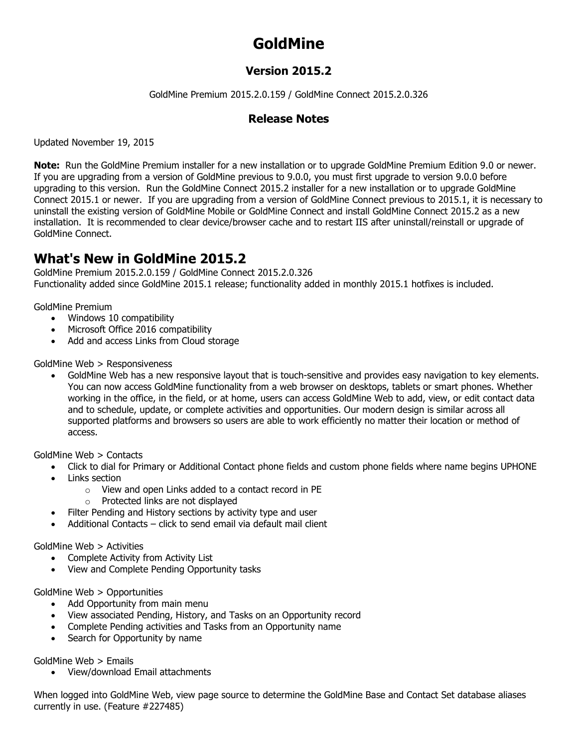# GoldMine

## Version 2015.2

GoldMine Premium 2015.2.0.159 / GoldMine Connect 2015.2.0.326

## Release Notes

Updated November 19, 2015

**Note:** Run the GoldMine Premium installer for a new installation or to upgrade GoldMine Premium Edition 9.0 or newer. If you are upgrading from a version of GoldMine previous to 9.0.0, you must first upgrade to version 9.0.0 before upgrading to this version. Run the GoldMine Connect 2015.2 installer for a new installation or to upgrade GoldMine Connect 2015.1 or newer. If you are upgrading from a version of GoldMine Connect previous to 2015.1, it is necessary to uninstall the existing version of GoldMine Mobile or GoldMine Connect and install GoldMine Connect 2015.2 as a new installation. It is recommended to clear device/browser cache and to restart IIS after uninstall/reinstall or upgrade of GoldMine Connect.

# What's New in GoldMine 2015.2

GoldMine Premium 2015.2.0.159 / GoldMine Connect 2015.2.0.326
Functionality added since GoldMine 2015.1 release; functionality added in monthly 2015.1 hotfixes is included.

GoldMine Premium

- Windows 10 compatibility
- Microsoft Office 2016 compatibility
- Add and access Links from Cloud storage

GoldMine Web > Responsiveness

- GoldMine Web has a new responsive layout that is touch-sensitive and provides easy navigation to key elements. You can now access GoldMine functionality from a web browser on desktops, tablets or smart phones. Whether working in the office, in the field, or at home, users can access GoldMine Web to add, view, or edit contact data and to schedule, update, or complete activities and opportunities. Our modern design is similar across all supported platforms and browsers so users are able to work efficiently no matter their location or method of access.

GoldMine Web > Contacts

- Click to dial for Primary or Additional Contact phone fields and custom phone fields where name begins UPHONE
- Links section
  - View and open Links added to a contact record in PE
  - Protected links are not displayed
- Filter Pending and History sections by activity type and user
- Additional Contacts – click to send email via default mail client

GoldMine Web > Activities

- Complete Activity from Activity List
- View and Complete Pending Opportunity tasks

GoldMine Web > Opportunities

- Add Opportunity from main menu
- View associated Pending, History, and Tasks on an Opportunity record
- Complete Pending activities and Tasks from an Opportunity name
- Search for Opportunity by name

GoldMine Web > Emails

- View/download Email attachments

When logged into GoldMine Web, view page source to determine the GoldMine Base and Contact Set database aliases currently in use. (Feature #227485)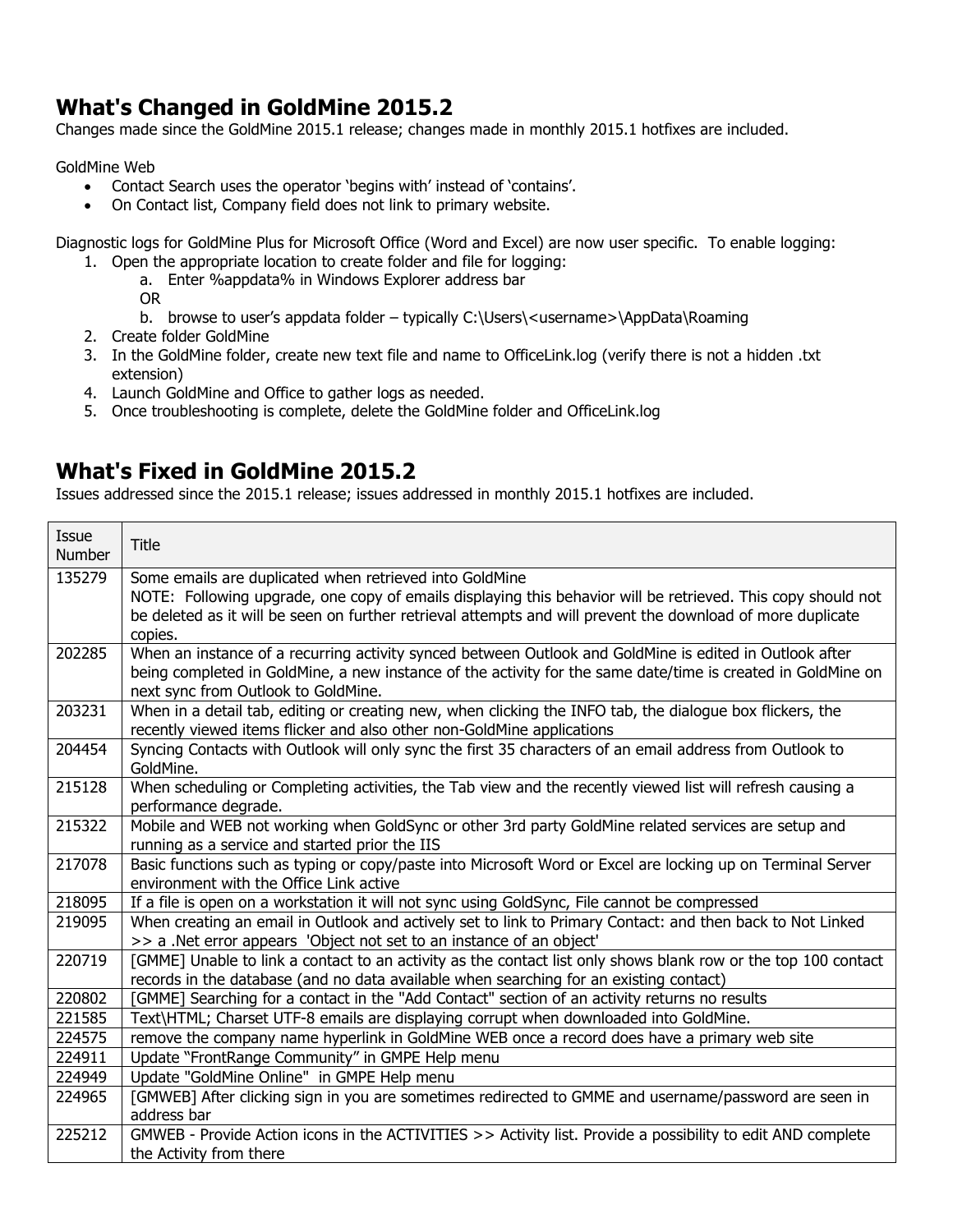## What's Changed in GoldMine 2015.2

Changes made since the GoldMine 2015.1 release; changes made in monthly 2015.1 hotfixes are included.

GoldMine Web

- Contact Search uses the operator 'begins with' instead of 'contains'.
- On Contact list, Company field does not link to primary website.

Diagnostic logs for GoldMine Plus for Microsoft Office (Word and Excel) are now user specific. To enable logging:

1. Open the appropriate location to create folder and file for logging:
   a. Enter %appdata% in Windows Explorer address bar
   OR
   b. browse to user's appdata folder – typically C:\Users\<username>\AppData\Roaming
2. Create folder GoldMine
3. In the GoldMine folder, create new text file and name to OfficeLink.log (verify there is not a hidden .txt extension)
4. Launch GoldMine and Office to gather logs as needed.
5. Once troubleshooting is complete, delete the GoldMine folder and OfficeLink.log

## What's Fixed in GoldMine 2015.2

Issues addressed since the 2015.1 release; issues addressed in monthly 2015.1 hotfixes are included.

| Issue Number | Title |
|---|---|
| 135279 | Some emails are duplicated when retrieved into GoldMine<br>NOTE: Following upgrade, one copy of emails displaying this behavior will be retrieved. This copy should not be deleted as it will be seen on further retrieval attempts and will prevent the download of more duplicate copies. |
| 202285 | When an instance of a recurring activity synced between Outlook and GoldMine is edited in Outlook after being completed in GoldMine, a new instance of the activity for the same date/time is created in GoldMine on next sync from Outlook to GoldMine. |
| 203231 | When in a detail tab, editing or creating new, when clicking the INFO tab, the dialogue box flickers, the recently viewed items flicker and also other non-GoldMine applications |
| 204454 | Syncing Contacts with Outlook will only sync the first 35 characters of an email address from Outlook to GoldMine. |
| 215128 | When scheduling or Completing activities, the Tab view and the recently viewed list will refresh causing a performance degrade. |
| 215322 | Mobile and WEB not working when GoldSync or other 3rd party GoldMine related services are setup and running as a service and started prior the IIS |
| 217078 | Basic functions such as typing or copy/paste into Microsoft Word or Excel are locking up on Terminal Server environment with the Office Link active |
| 218095 | If a file is open on a workstation it will not sync using GoldSync, File cannot be compressed |
| 219095 | When creating an email in Outlook and actively set to link to Primary Contact: and then back to Not Linked >> a .Net error appears 'Object not set to an instance of an object' |
| 220719 | [GMME] Unable to link a contact to an activity as the contact list only shows blank row or the top 100 contact records in the database (and no data available when searching for an existing contact) |
| 220802 | [GMME] Searching for a contact in the "Add Contact" section of an activity returns no results |
| 221585 | Text\HTML; Charset UTF-8 emails are displaying corrupt when downloaded into GoldMine. |
| 224575 | remove the company name hyperlink in GoldMine WEB once a record does have a primary web site |
| 224911 | Update "FrontRange Community" in GMPE Help menu |
| 224949 | Update "GoldMine Online" in GMPE Help menu |
| 224965 | [GMWEB] After clicking sign in you are sometimes redirected to GMME and username/password are seen in address bar |
| 225212 | GMWEB - Provide Action icons in the ACTIVITIES >> Activity list. Provide a possibility to edit AND complete the Activity from there |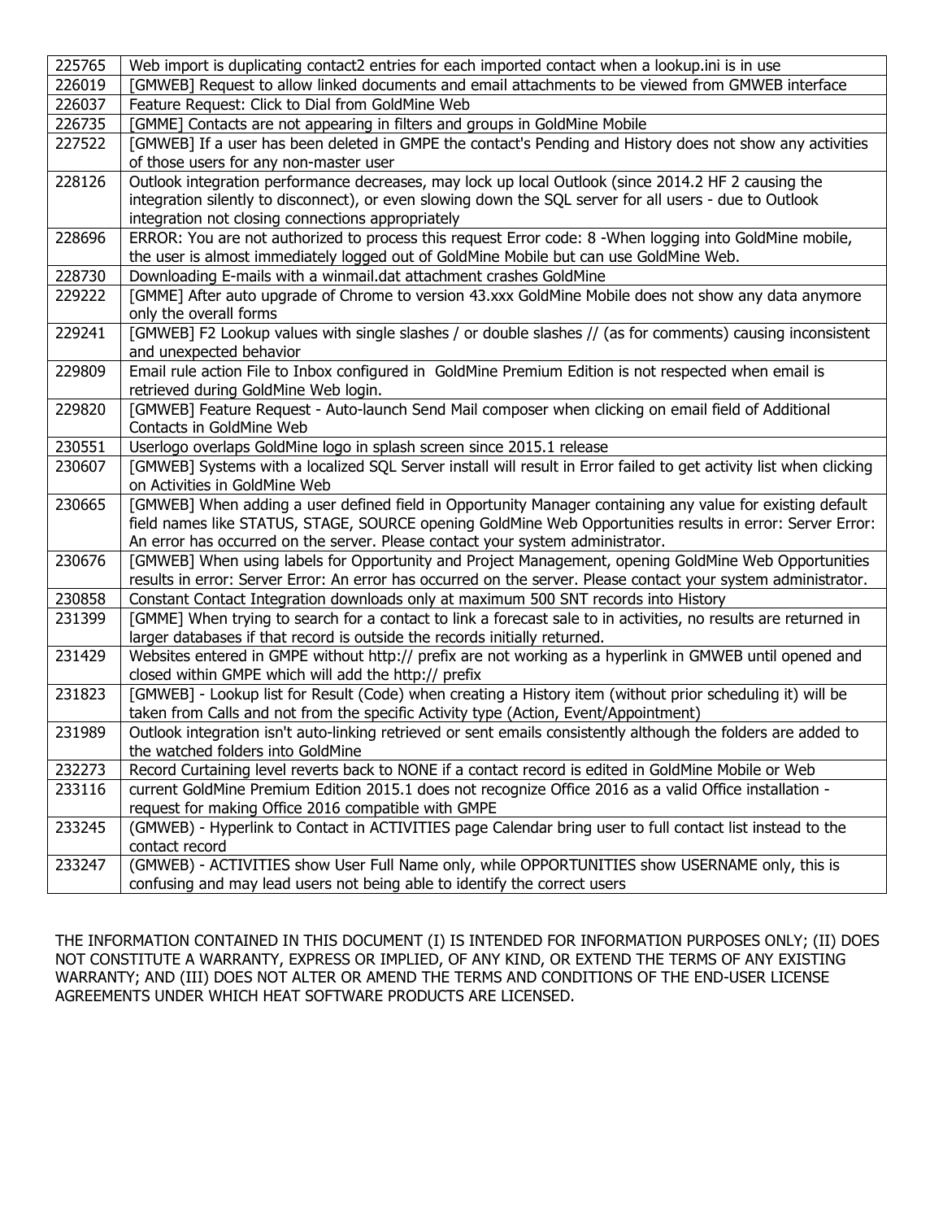| | |
|---|---|
| 225765 | Web import is duplicating contact2 entries for each imported contact when a lookup.ini is in use |
| 226019 | [GMWEB] Request to allow linked documents and email attachments to be viewed from GMWEB interface |
| 226037 | Feature Request: Click to Dial from GoldMine Web |
| 226735 | [GMME] Contacts are not appearing in filters and groups in GoldMine Mobile |
| 227522 | [GMWEB] If a user has been deleted in GMPE the contact's Pending and History does not show any activities of those users for any non-master user |
| 228126 | Outlook integration performance decreases, may lock up local Outlook (since 2014.2 HF 2 causing the integration silently to disconnect), or even slowing down the SQL server for all users - due to Outlook integration not closing connections appropriately |
| 228696 | ERROR: You are not authorized to process this request Error code: 8 -When logging into GoldMine mobile, the user is almost immediately logged out of GoldMine Mobile but can use GoldMine Web. |
| 228730 | Downloading E-mails with a winmail.dat attachment crashes GoldMine |
| 229222 | [GMME] After auto upgrade of Chrome to version 43.xxx GoldMine Mobile does not show any data anymore only the overall forms |
| 229241 | [GMWEB] F2 Lookup values with single slashes / or double slashes // (as for comments) causing inconsistent and unexpected behavior |
| 229809 | Email rule action File to Inbox configured in GoldMine Premium Edition is not respected when email is retrieved during GoldMine Web login. |
| 229820 | [GMWEB] Feature Request - Auto-launch Send Mail composer when clicking on email field of Additional Contacts in GoldMine Web |
| 230551 | Userlogo overlaps GoldMine logo in splash screen since 2015.1 release |
| 230607 | [GMWEB] Systems with a localized SQL Server install will result in Error failed to get activity list when clicking on Activities in GoldMine Web |
| 230665 | [GMWEB] When adding a user defined field in Opportunity Manager containing any value for existing default field names like STATUS, STAGE, SOURCE opening GoldMine Web Opportunities results in error: Server Error: An error has occurred on the server. Please contact your system administrator. |
| 230676 | [GMWEB] When using labels for Opportunity and Project Management, opening GoldMine Web Opportunities results in error: Server Error: An error has occurred on the server. Please contact your system administrator. |
| 230858 | Constant Contact Integration downloads only at maximum 500 SNT records into History |
| 231399 | [GMME] When trying to search for a contact to link a forecast sale to in activities, no results are returned in larger databases if that record is outside the records initially returned. |
| 231429 | Websites entered in GMPE without http:// prefix are not working as a hyperlink in GMWEB until opened and closed within GMPE which will add the http:// prefix |
| 231823 | [GMWEB] - Lookup list for Result (Code) when creating a History item (without prior scheduling it) will be taken from Calls and not from the specific Activity type (Action, Event/Appointment) |
| 231989 | Outlook integration isn't auto-linking retrieved or sent emails consistently although the folders are added to the watched folders into GoldMine |
| 232273 | Record Curtaining level reverts back to NONE if a contact record is edited in GoldMine Mobile or Web |
| 233116 | current GoldMine Premium Edition 2015.1 does not recognize Office 2016 as a valid Office installation - request for making Office 2016 compatible with GMPE |
| 233245 | (GMWEB) - Hyperlink to Contact in ACTIVITIES page Calendar bring user to full contact list instead to the contact record |
| 233247 | (GMWEB) - ACTIVITIES show User Full Name only, while OPPORTUNITIES show USERNAME only, this is confusing and may lead users not being able to identify the correct users |

THE INFORMATION CONTAINED IN THIS DOCUMENT (I) IS INTENDED FOR INFORMATION PURPOSES ONLY; (II) DOES NOT CONSTITUTE A WARRANTY, EXPRESS OR IMPLIED, OF ANY KIND, OR EXTEND THE TERMS OF ANY EXISTING WARRANTY; AND (III) DOES NOT ALTER OR AMEND THE TERMS AND CONDITIONS OF THE END-USER LICENSE AGREEMENTS UNDER WHICH HEAT SOFTWARE PRODUCTS ARE LICENSED.